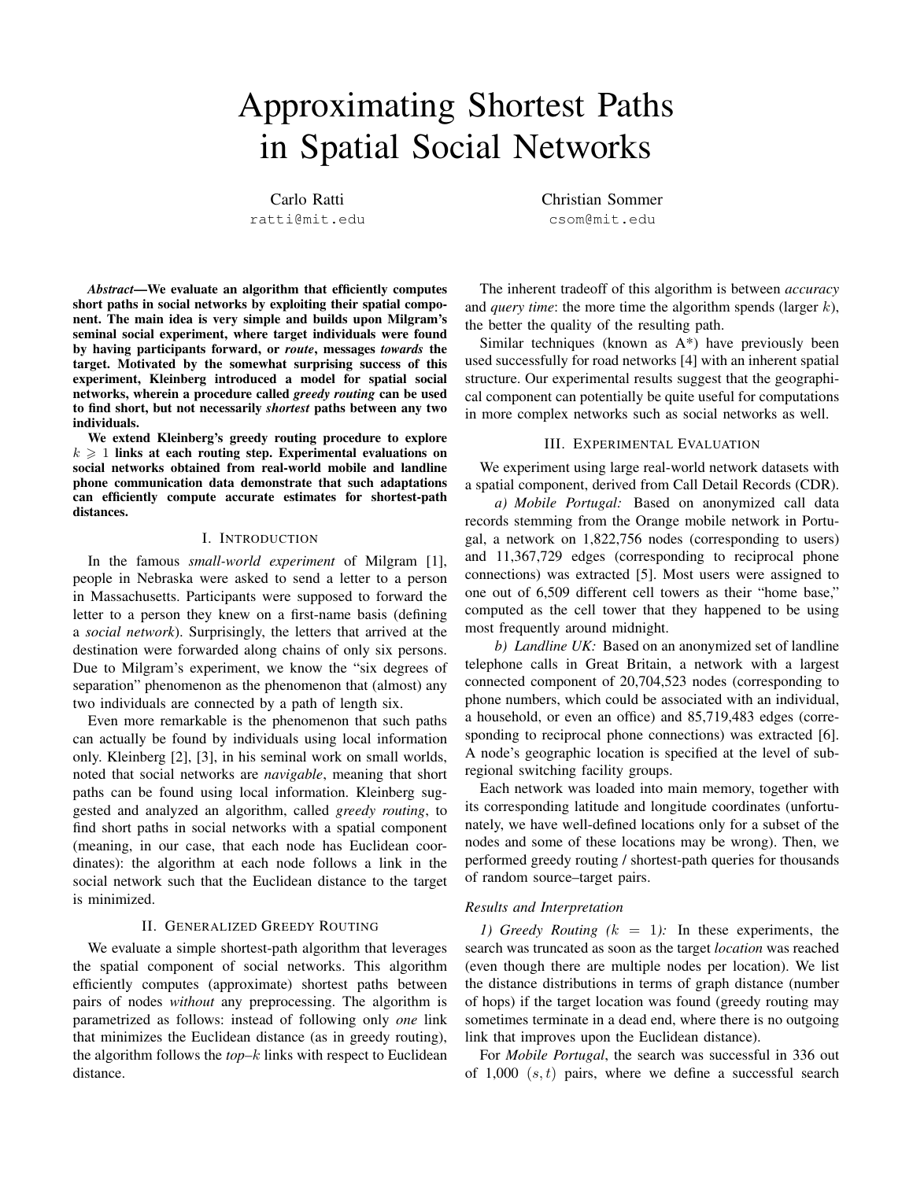# Approximating Shortest Paths in Spatial Social Networks

Carlo Ratti
ratti@mit.edu

Christian Sommer
csom@mit.edu

***Abstract*—We evaluate an algorithm that efficiently computes short paths in social networks by exploiting their spatial component. The main idea is very simple and builds upon Milgram's seminal social experiment, where target individuals were found by having participants forward, or *route*, messages *towards* the target. Motivated by the somewhat surprising success of this experiment, Kleinberg introduced a model for spatial social networks, wherein a procedure called *greedy routing* can be used to find short, but not necessarily *shortest* paths between any two individuals.**

**We extend Kleinberg's greedy routing procedure to explore $k \geqslant 1$ links at each routing step. Experimental evaluations on social networks obtained from real-world mobile and landline phone communication data demonstrate that such adaptations can efficiently compute accurate estimates for shortest-path distances.**

## I. Introduction

In the famous *small-world experiment* of Milgram [1], people in Nebraska were asked to send a letter to a person in Massachusetts. Participants were supposed to forward the letter to a person they knew on a first-name basis (defining a *social network*). Surprisingly, the letters that arrived at the destination were forwarded along chains of only six persons. Due to Milgram's experiment, we know the "six degrees of separation" phenomenon as the phenomenon that (almost) any two individuals are connected by a path of length six.

Even more remarkable is the phenomenon that such paths can actually be found by individuals using local information only. Kleinberg [2], [3], in his seminal work on small worlds, noted that social networks are *navigable*, meaning that short paths can be found using local information. Kleinberg suggested and analyzed an algorithm, called *greedy routing*, to find short paths in social networks with a spatial component (meaning, in our case, that each node has Euclidean coordinates): the algorithm at each node follows a link in the social network such that the Euclidean distance to the target is minimized.

## II. Generalized Greedy Routing

We evaluate a simple shortest-path algorithm that leverages the spatial component of social networks. This algorithm efficiently computes (approximate) shortest paths between pairs of nodes *without* any preprocessing. The algorithm is parametrized as follows: instead of following only *one* link that minimizes the Euclidean distance (as in greedy routing), the algorithm follows the *top*–$k$ links with respect to Euclidean distance.

The inherent tradeoff of this algorithm is between *accuracy* and *query time*: the more time the algorithm spends (larger $k$), the better the quality of the resulting path.

Similar techniques (known as A*) have previously been used successfully for road networks [4] with an inherent spatial structure. Our experimental results suggest that the geographical component can potentially be quite useful for computations in more complex networks such as social networks as well.

## III. Experimental Evaluation

We experiment using large real-world network datasets with a spatial component, derived from Call Detail Records (CDR).

*a) Mobile Portugal:* Based on anonymized call data records stemming from the Orange mobile network in Portugal, a network on 1,822,756 nodes (corresponding to users) and 11,367,729 edges (corresponding to reciprocal phone connections) was extracted [5]. Most users were assigned to one out of 6,509 different cell towers as their "home base," computed as the cell tower that they happened to be using most frequently around midnight.

*b) Landline UK:* Based on an anonymized set of landline telephone calls in Great Britain, a network with a largest connected component of 20,704,523 nodes (corresponding to phone numbers, which could be associated with an individual, a household, or even an office) and 85,719,483 edges (corresponding to reciprocal phone connections) was extracted [6]. A node's geographic location is specified at the level of subregional switching facility groups.

Each network was loaded into main memory, together with its corresponding latitude and longitude coordinates (unfortunately, we have well-defined locations only for a subset of the nodes and some of these locations may be wrong). Then, we performed greedy routing / shortest-path queries for thousands of random source–target pairs.

### Results and Interpretation

*1) Greedy Routing ($k = 1$):* In these experiments, the search was truncated as soon as the target *location* was reached (even though there are multiple nodes per location). We list the distance distributions in terms of graph distance (number of hops) if the target location was found (greedy routing may sometimes terminate in a dead end, where there is no outgoing link that improves upon the Euclidean distance).

For *Mobile Portugal*, the search was successful in 336 out of 1,000 $(s, t)$ pairs, where we define a successful search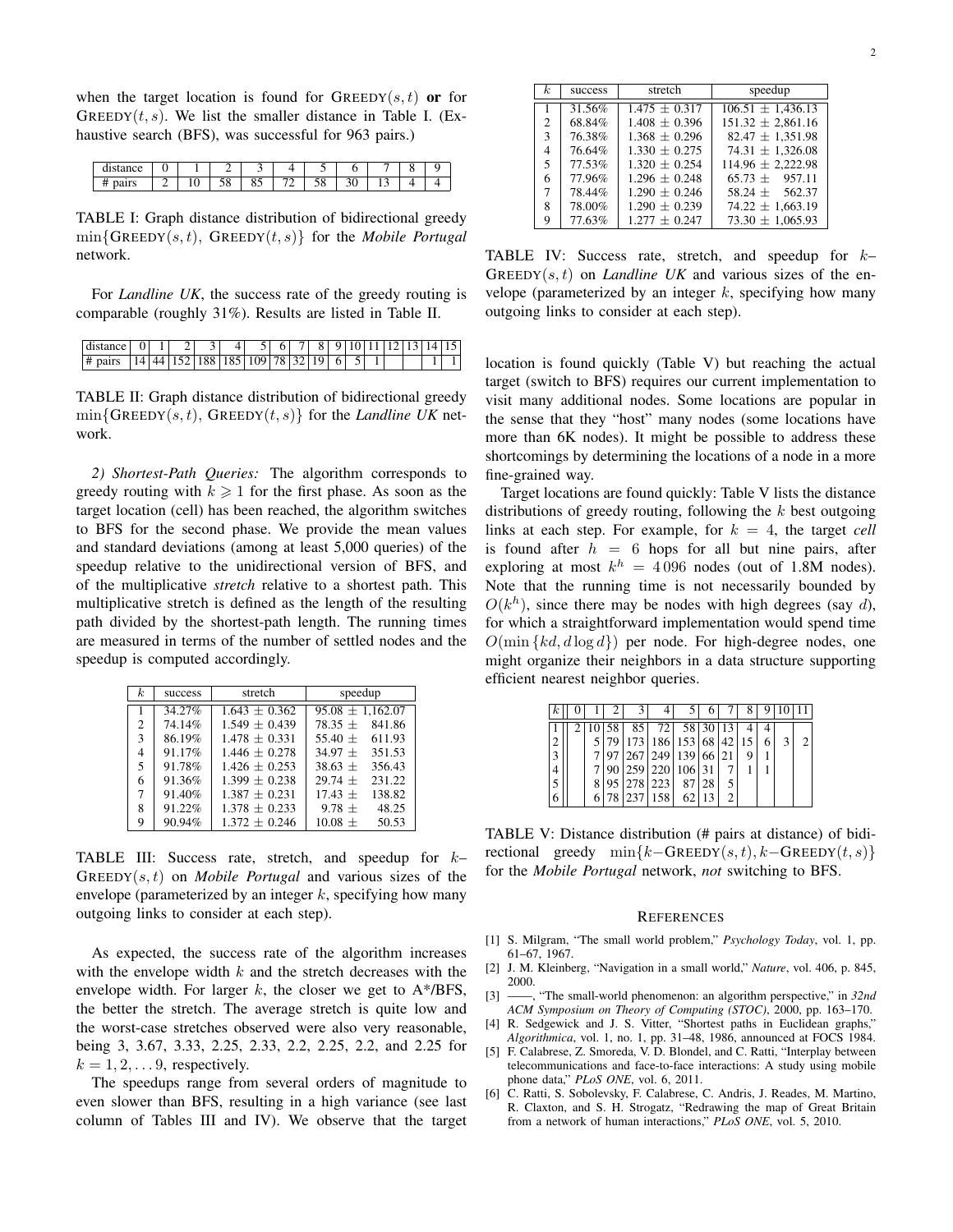when the target location is found for GREEDY$(s, t)$ **or** for GREEDY$(t, s)$. We list the smaller distance in Table I. (Exhaustive search (BFS), was successful for 963 pairs.)

| distance | 0 | 1 | 2 | 3 | 4 | 5 | 6 | 7 | 8 | 9 |
|---|---|---|---|---|---|---|---|---|---|---|
| # pairs | 2 | 10 | 58 | 85 | 72 | 58 | 30 | 13 | 4 | 4 |

TABLE I: Graph distance distribution of bidirectional greedy $\min\{\text{GREEDY}(s,t),\ \text{GREEDY}(t,s)\}$ for the *Mobile Portugal* network.

For *Landline UK*, the success rate of the greedy routing is comparable (roughly 31%). Results are listed in Table II.

| distance | 0 | 1 | 2 | 3 | 4 | 5 | 6 | 7 | 8 | 9 | 10 | 11 | 12 | 13 | 14 | 15 |
|---|---|---|---|---|---|---|---|---|---|---|---|---|---|---|---|---|
| # pairs | 14 | 44 | 152 | 188 | 185 | 109 | 78 | 32 | 19 | 6 | 5 | 1 | | | 1 | 1 |

TABLE II: Graph distance distribution of bidirectional greedy $\min\{\text{GREEDY}(s,t),\ \text{GREEDY}(t,s)\}$ for the *Landline UK* network.

*2) Shortest-Path Queries:* The algorithm corresponds to greedy routing with $k \geqslant 1$ for the first phase. As soon as the target location (cell) has been reached, the algorithm switches to BFS for the second phase. We provide the mean values and standard deviations (among at least 5,000 queries) of the speedup relative to the unidirectional version of BFS, and of the multiplicative *stretch* relative to a shortest path. This multiplicative stretch is defined as the length of the resulting path divided by the shortest-path length. The running times are measured in terms of the number of settled nodes and the speedup is computed accordingly.

| $k$ | success | stretch | speedup |
|---|---|---|---|
| 1 | 34.27% | 1.643 ± 0.362 | 95.08 ± 1,162.07 |
| 2 | 74.14% | 1.549 ± 0.439 | 78.35 ± 841.86 |
| 3 | 86.19% | 1.478 ± 0.331 | 55.40 ± 611.93 |
| 4 | 91.17% | 1.446 ± 0.278 | 34.97 ± 351.53 |
| 5 | 91.78% | 1.426 ± 0.253 | 38.63 ± 356.43 |
| 6 | 91.36% | 1.399 ± 0.238 | 29.74 ± 231.22 |
| 7 | 91.40% | 1.387 ± 0.231 | 17.43 ± 138.82 |
| 8 | 91.22% | 1.378 ± 0.233 | 9.78 ± 48.25 |
| 9 | 90.94% | 1.372 ± 0.246 | 10.08 ± 50.53 |

TABLE III: Success rate, stretch, and speedup for $k$–GREEDY$(s, t)$ on *Mobile Portugal* and various sizes of the envelope (parameterized by an integer $k$, specifying how many outgoing links to consider at each step).

As expected, the success rate of the algorithm increases with the envelope width $k$ and the stretch decreases with the envelope width. For larger $k$, the closer we get to A*/BFS, the better the stretch. The average stretch is quite low and the worst-case stretches observed were also very reasonable, being 3, 3.67, 3.33, 2.25, 2.33, 2.2, 2.25, 2.2, and 2.25 for $k = 1, 2, \ldots 9$, respectively.

The speedups range from several orders of magnitude to even slower than BFS, resulting in a high variance (see last column of Tables III and IV). We observe that the target

| $k$ | success | stretch | speedup |
|---|---|---|---|
| 1 | 31.56% | 1.475 ± 0.317 | 106.51 ± 1,436.13 |
| 2 | 68.84% | 1.408 ± 0.396 | 151.32 ± 2,861.16 |
| 3 | 76.38% | 1.368 ± 0.296 | 82.47 ± 1,351.98 |
| 4 | 76.64% | 1.330 ± 0.275 | 74.31 ± 1,326.08 |
| 5 | 77.53% | 1.320 ± 0.254 | 114.96 ± 2,222.98 |
| 6 | 77.96% | 1.296 ± 0.248 | 65.73 ± 957.11 |
| 7 | 78.44% | 1.290 ± 0.246 | 58.24 ± 562.37 |
| 8 | 78.00% | 1.290 ± 0.239 | 74.22 ± 1,663.19 |
| 9 | 77.63% | 1.277 ± 0.247 | 73.30 ± 1,065.93 |

TABLE IV: Success rate, stretch, and speedup for $k$–GREEDY$(s, t)$ on *Landline UK* and various sizes of the envelope (parameterized by an integer $k$, specifying how many outgoing links to consider at each step).

location is found quickly (Table V) but reaching the actual target (switch to BFS) requires our current implementation to visit many additional nodes. Some locations are popular in the sense that they "host" many nodes (some locations have more than 6K nodes). It might be possible to address these shortcomings by determining the locations of a node in a more fine-grained way.

Target locations are found quickly: Table V lists the distance distributions of greedy routing, following the $k$ best outgoing links at each step. For example, for $k = 4$, the target *cell* is found after $h = 6$ hops for all but nine pairs, after exploring at most $k^h = 4\,096$ nodes (out of 1.8M nodes). Note that the running time is not necessarily bounded by $O(k^h)$, since there may be nodes with high degrees (say $d$), for which a straightforward implementation would spend time $O(\min\{kd, d \log d\})$ per node. For high-degree nodes, one might organize their neighbors in a data structure supporting efficient nearest neighbor queries.

| $k$ | 0 | 1 | 2 | 3 | 4 | 5 | 6 | 7 | 8 | 9 | 10 | 11 |
|---|---|---|---|---|---|---|---|---|---|---|---|---|
| 1 | 2 | 10 | 58 | 85 | 72 | 58 | 30 | 13 | 4 | 4 | | |
| 2 | | 5 | 79 | 173 | 186 | 153 | 68 | 42 | 15 | 6 | 3 | 2 |
| 3 | | 7 | 97 | 267 | 249 | 139 | 66 | 21 | 9 | 1 | | |
| 4 | | 7 | 90 | 259 | 220 | 106 | 31 | 7 | 1 | 1 | | |
| 5 | | 8 | 95 | 278 | 223 | 87 | 28 | 5 | | | | |
| 6 | | 6 | 78 | 237 | 158 | 62 | 13 | 2 | | | | |

TABLE V: Distance distribution (# pairs at distance) of bidirectional greedy $\min\{k\text{–GREEDY}(s,t), k\text{–GREEDY}(t,s)\}$ for the *Mobile Portugal* network, *not* switching to BFS.

## REFERENCES

[1] S. Milgram, "The small world problem," *Psychology Today*, vol. 1, pp. 61–67, 1967.

[2] J. M. Kleinberg, "Navigation in a small world," *Nature*, vol. 406, p. 845, 2000.

[3] ——, "The small-world phenomenon: an algorithm perspective," in *32nd ACM Symposium on Theory of Computing (STOC)*, 2000, pp. 163–170.

[4] R. Sedgewick and J. S. Vitter, "Shortest paths in Euclidean graphs," *Algorithmica*, vol. 1, no. 1, pp. 31–48, 1986, announced at FOCS 1984.

[5] F. Calabrese, Z. Smoreda, V. D. Blondel, and C. Ratti, "Interplay between telecommunications and face-to-face interactions: A study using mobile phone data," *PLoS ONE*, vol. 6, 2011.

[6] C. Ratti, S. Sobolevsky, F. Calabrese, C. Andris, J. Reades, M. Martino, R. Claxton, and S. H. Strogatz, "Redrawing the map of Great Britain from a network of human interactions," *PLoS ONE*, vol. 5, 2010.